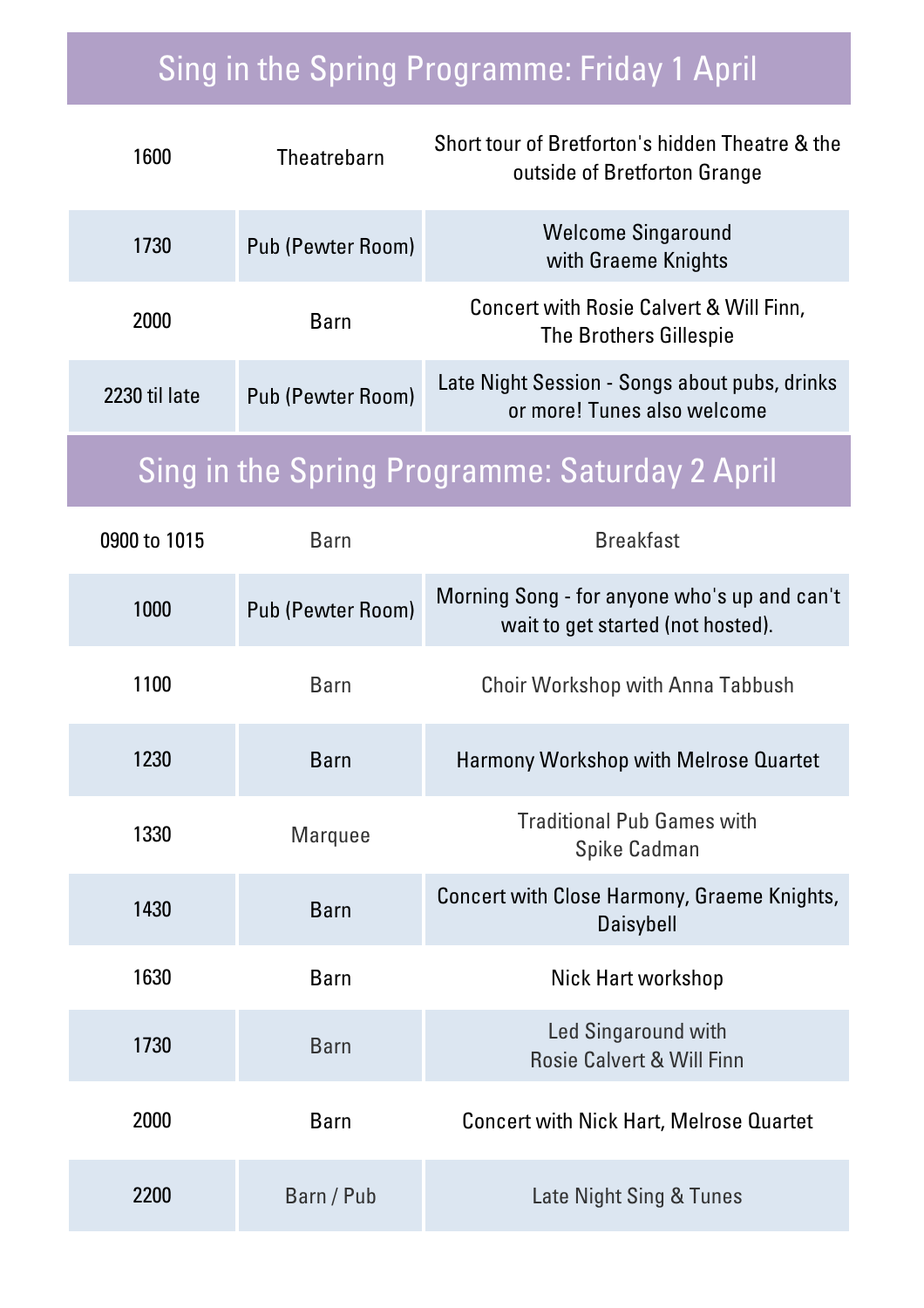## Sing in the Spring Programme: Friday 1 April

| Time | Venue | Event |
|---|---|---|
| 1600 | Theatrebarn | Short tour of Bretforton's hidden Theatre & the outside of Bretforton Grange |
| 1730 | Pub (Pewter Room) | Welcome Singaround with Graeme Knights |
| 2000 | Barn | Concert with Rosie Calvert & Will Finn, The Brothers Gillespie |
| 2230 til late | Pub (Pewter Room) | Late Night Session - Songs about pubs, drinks or more! Tunes also welcome |

## Sing in the Spring Programme: Saturday 2 April

| Time | Venue | Event |
|---|---|---|
| 0900 to 1015 | Barn | Breakfast |
| 1000 | Pub (Pewter Room) | Morning Song - for anyone who's up and can't wait to get started (not hosted). |
| 1100 | Barn | Choir Workshop with Anna Tabbush |
| 1230 | Barn | Harmony Workshop with Melrose Quartet |
| 1330 | Marquee | Traditional Pub Games with Spike Cadman |
| 1430 | Barn | Concert with Close Harmony, Graeme Knights, Daisybell |
| 1630 | Barn | Nick Hart workshop |
| 1730 | Barn | Led Singaround with Rosie Calvert & Will Finn |
| 2000 | Barn | Concert with Nick Hart, Melrose Quartet |
| 2200 | Barn / Pub | Late Night Sing & Tunes |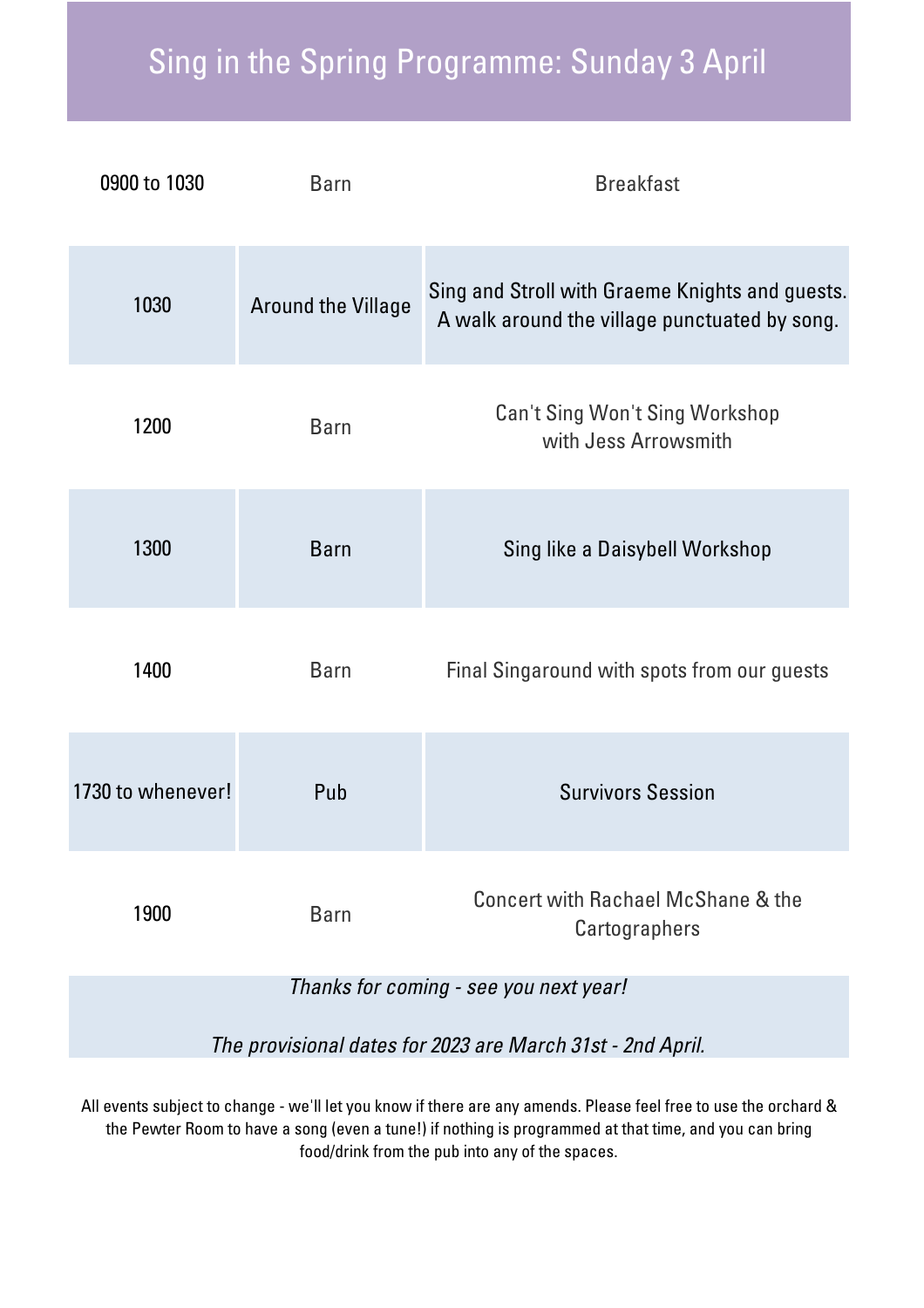# Sing in the Spring Programme: Sunday 3 April

| | | |
|---|---|---|
| 0900 to 1030 | Barn | Breakfast |
| 1030 | Around the Village | Sing and Stroll with Graeme Knights and guests. A walk around the village punctuated by song. |
| 1200 | Barn | Can't Sing Won't Sing Workshop with Jess Arrowsmith |
| 1300 | Barn | Sing like a Daisybell Workshop |
| 1400 | Barn | Final Singaround with spots from our guests |
| 1730 to whenever! | Pub | Survivors Session |
| 1900 | Barn | Concert with Rachael McShane & the Cartographers |

*Thanks for coming - see you next year!*

*The provisional dates for 2023 are March 31st - 2nd April.*

All events subject to change - we'll let you know if there are any amends. Please feel free to use the orchard & the Pewter Room to have a song (even a tune!) if nothing is programmed at that time, and you can bring food/drink from the pub into any of the spaces.